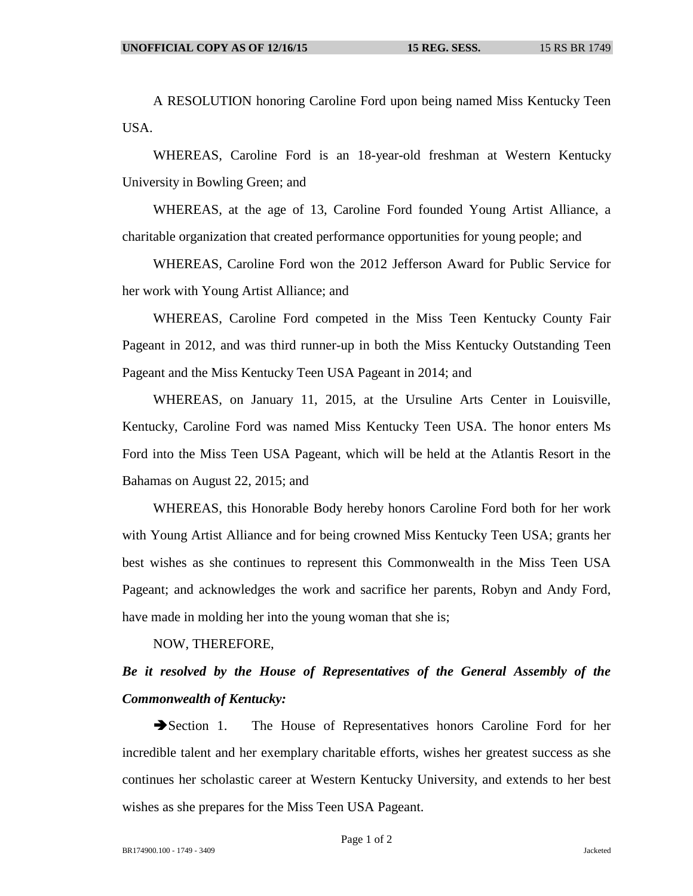A RESOLUTION honoring Caroline Ford upon being named Miss Kentucky Teen USA.

WHEREAS, Caroline Ford is an 18-year-old freshman at Western Kentucky University in Bowling Green; and

WHEREAS, at the age of 13, Caroline Ford founded Young Artist Alliance, a charitable organization that created performance opportunities for young people; and

WHEREAS, Caroline Ford won the 2012 Jefferson Award for Public Service for her work with Young Artist Alliance; and

WHEREAS, Caroline Ford competed in the Miss Teen Kentucky County Fair Pageant in 2012, and was third runner-up in both the Miss Kentucky Outstanding Teen Pageant and the Miss Kentucky Teen USA Pageant in 2014; and

WHEREAS, on January 11, 2015, at the Ursuline Arts Center in Louisville, Kentucky, Caroline Ford was named Miss Kentucky Teen USA. The honor enters Ms Ford into the Miss Teen USA Pageant, which will be held at the Atlantis Resort in the Bahamas on August 22, 2015; and

WHEREAS, this Honorable Body hereby honors Caroline Ford both for her work with Young Artist Alliance and for being crowned Miss Kentucky Teen USA; grants her best wishes as she continues to represent this Commonwealth in the Miss Teen USA Pageant; and acknowledges the work and sacrifice her parents, Robyn and Andy Ford, have made in molding her into the young woman that she is;

NOW, THEREFORE,

***Be it resolved by the House of Representatives of the General Assembly of the Commonwealth of Kentucky:***

➔Section 1. The House of Representatives honors Caroline Ford for her incredible talent and her exemplary charitable efforts, wishes her greatest success as she continues her scholastic career at Western Kentucky University, and extends to her best wishes as she prepares for the Miss Teen USA Pageant.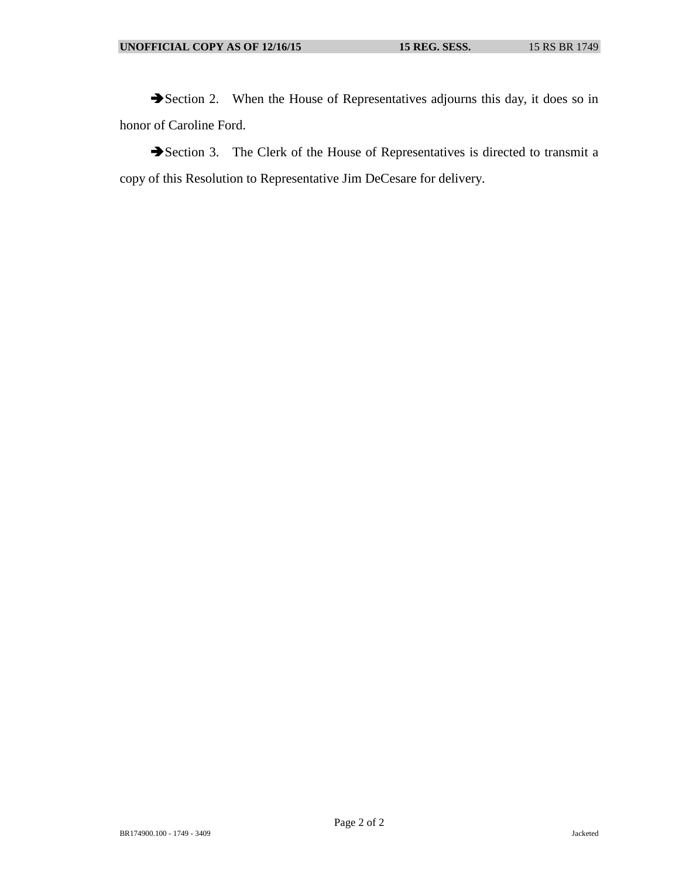➔Section 2. When the House of Representatives adjourns this day, it does so in honor of Caroline Ford.

➔Section 3. The Clerk of the House of Representatives is directed to transmit a copy of this Resolution to Representative Jim DeCesare for delivery.